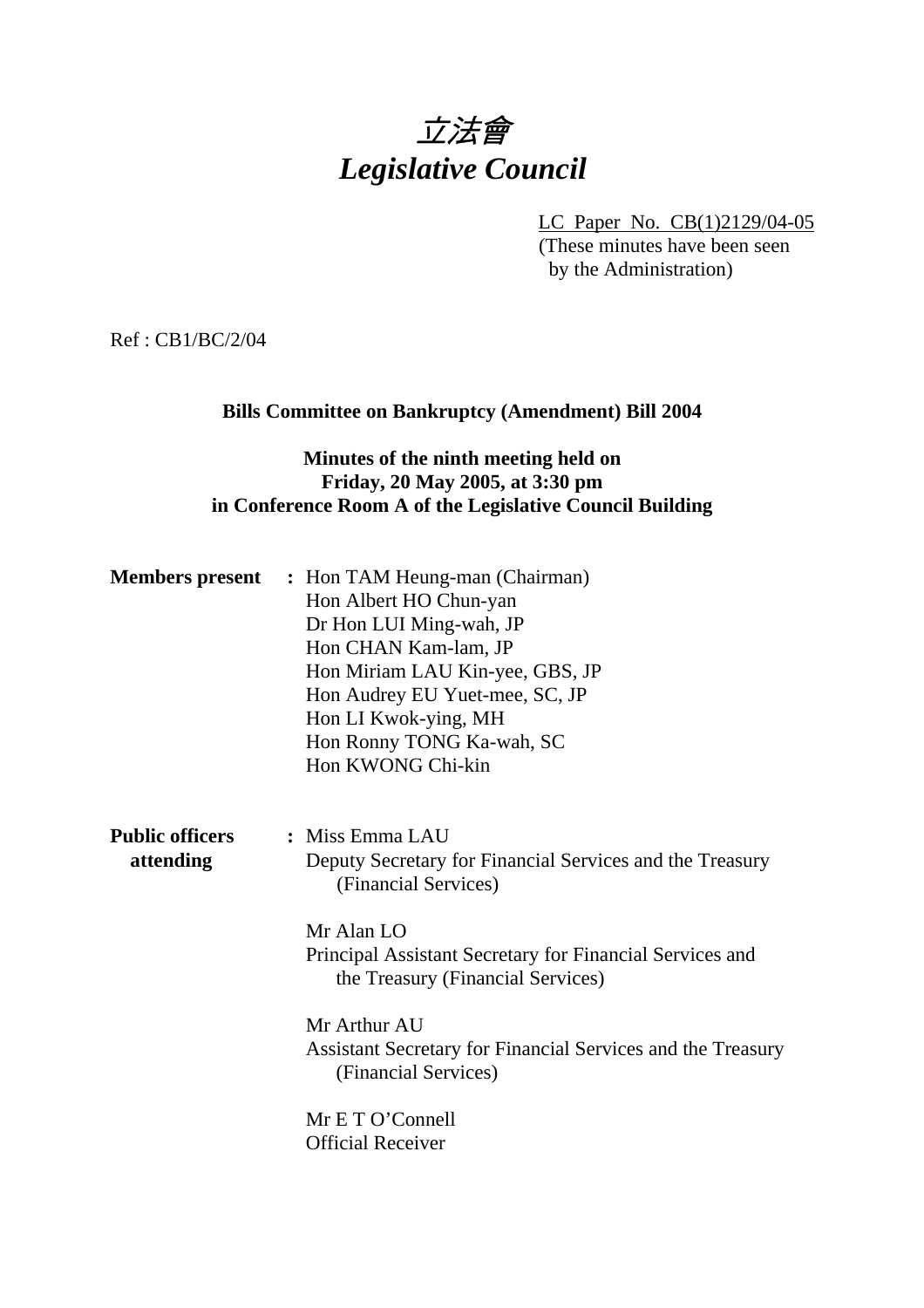# *立法會*
# *Legislative Council*

LC Paper No. CB(1)2129/04-05
(These minutes have been seen by the Administration)

Ref : CB1/BC/2/04

**Bills Committee on Bankruptcy (Amendment) Bill 2004**

**Minutes of the ninth meeting held on Friday, 20 May 2005, at 3:30 pm in Conference Room A of the Legislative Council Building**

**Members present** : Hon TAM Heung-man (Chairman)
Hon Albert HO Chun-yan
Dr Hon LUI Ming-wah, JP
Hon CHAN Kam-lam, JP
Hon Miriam LAU Kin-yee, GBS, JP
Hon Audrey EU Yuet-mee, SC, JP
Hon LI Kwok-ying, MH
Hon Ronny TONG Ka-wah, SC
Hon KWONG Chi-kin

**Public officers attending** : Miss Emma LAU
Deputy Secretary for Financial Services and the Treasury (Financial Services)

Mr Alan LO
Principal Assistant Secretary for Financial Services and the Treasury (Financial Services)

Mr Arthur AU
Assistant Secretary for Financial Services and the Treasury (Financial Services)

Mr E T O'Connell
Official Receiver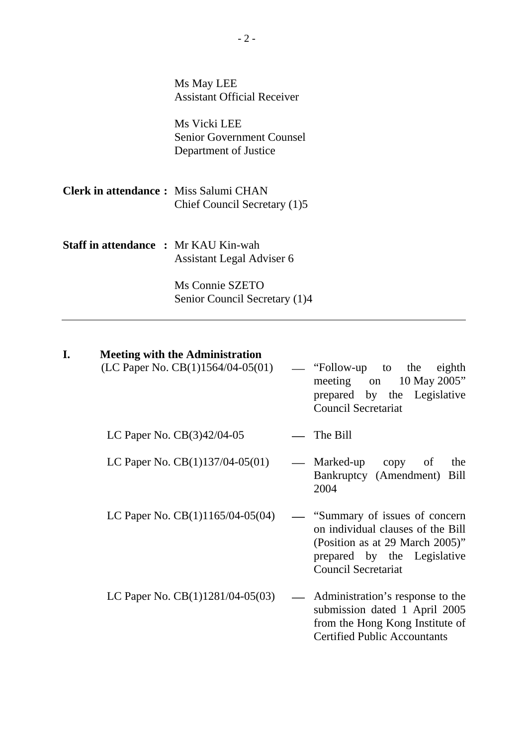Ms May LEE
Assistant Official Receiver

Ms Vicki LEE
Senior Government Counsel
Department of Justice

**Clerk in attendance :** Miss Salumi CHAN
Chief Council Secretary (1)5

**Staff in attendance :** Mr KAU Kin-wah
Assistant Legal Adviser 6

Ms Connie SZETO
Senior Council Secretary (1)4

---

## I. Meeting with the Administration

| | | |
|---|---|---|
| (LC Paper No. CB(1)1564/04-05(01) | — | "Follow-up to the eighth meeting on 10 May 2005" prepared by the Legislative Council Secretariat |
| LC Paper No. CB(3)42/04-05 | — | The Bill |
| LC Paper No. CB(1)137/04-05(01) | — | Marked-up copy of the Bankruptcy (Amendment) Bill 2004 |
| LC Paper No. CB(1)1165/04-05(04) | — | "Summary of issues of concern on individual clauses of the Bill (Position as at 29 March 2005)" prepared by the Legislative Council Secretariat |
| LC Paper No. CB(1)1281/04-05(03) | — | Administration's response to the submission dated 1 April 2005 from the Hong Kong Institute of Certified Public Accountants |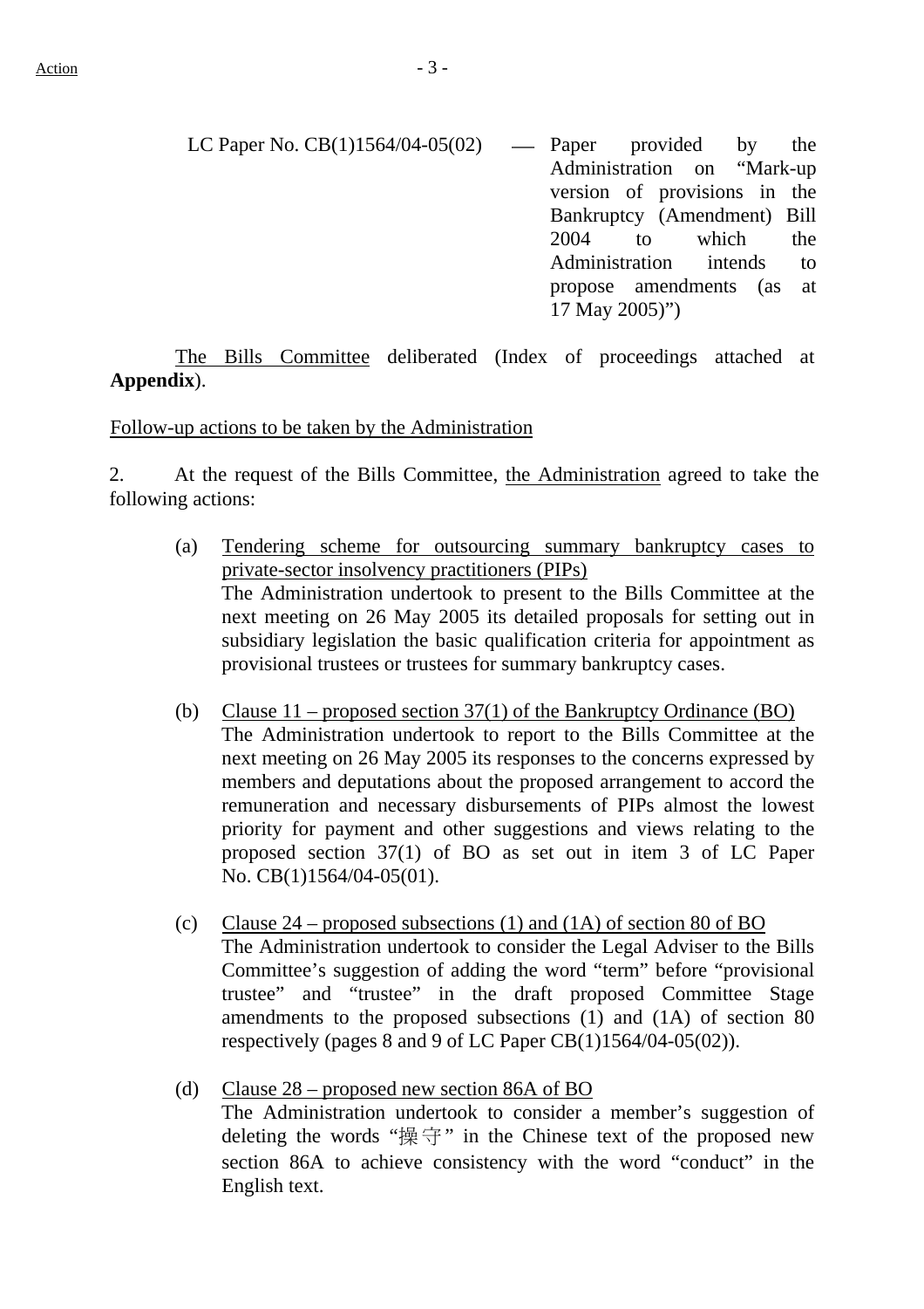LC Paper No. CB(1)1564/04-05(02) — Paper provided by the Administration on "Mark-up version of provisions in the Bankruptcy (Amendment) Bill 2004 to which the Administration intends to propose amendments (as at 17 May 2005)")

The Bills Committee deliberated (Index of proceedings attached at **Appendix**).

Follow-up actions to be taken by the Administration

2. At the request of the Bills Committee, the Administration agreed to take the following actions:

(a) Tendering scheme for outsourcing summary bankruptcy cases to private-sector insolvency practitioners (PIPs)
The Administration undertook to present to the Bills Committee at the next meeting on 26 May 2005 its detailed proposals for setting out in subsidiary legislation the basic qualification criteria for appointment as provisional trustees or trustees for summary bankruptcy cases.

(b) Clause 11 – proposed section 37(1) of the Bankruptcy Ordinance (BO)
The Administration undertook to report to the Bills Committee at the next meeting on 26 May 2005 its responses to the concerns expressed by members and deputations about the proposed arrangement to accord the remuneration and necessary disbursements of PIPs almost the lowest priority for payment and other suggestions and views relating to the proposed section 37(1) of BO as set out in item 3 of LC Paper No. CB(1)1564/04-05(01).

(c) Clause 24 – proposed subsections (1) and (1A) of section 80 of BO
The Administration undertook to consider the Legal Adviser to the Bills Committee's suggestion of adding the word "term" before "provisional trustee" and "trustee" in the draft proposed Committee Stage amendments to the proposed subsections (1) and (1A) of section 80 respectively (pages 8 and 9 of LC Paper CB(1)1564/04-05(02)).

(d) Clause 28 – proposed new section 86A of BO
The Administration undertook to consider a member's suggestion of deleting the words "操守" in the Chinese text of the proposed new section 86A to achieve consistency with the word "conduct" in the English text.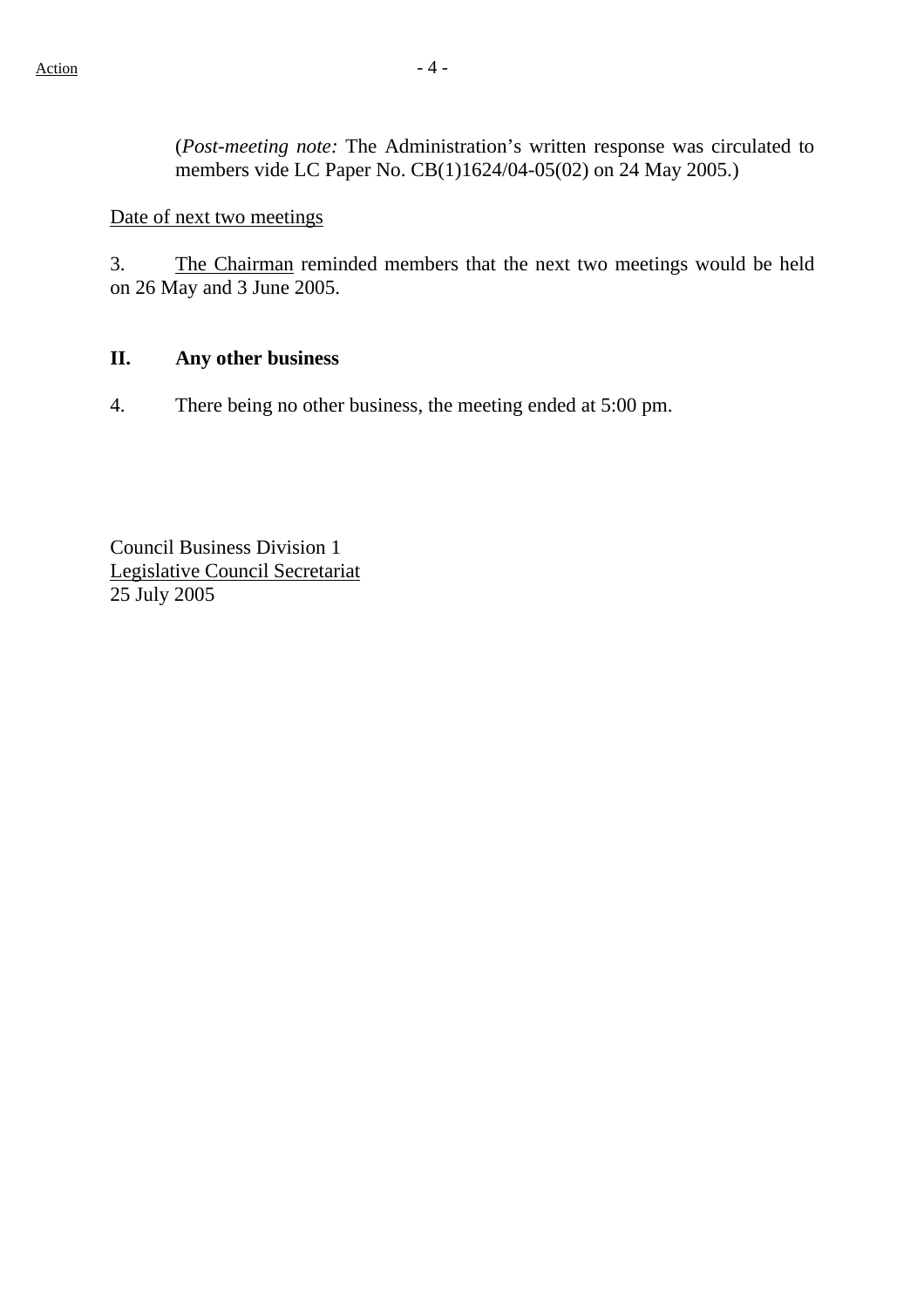(*Post-meeting note:* The Administration's written response was circulated to members vide LC Paper No. CB(1)1624/04-05(02) on 24 May 2005.)

Date of next two meetings

3. The Chairman reminded members that the next two meetings would be held on 26 May and 3 June 2005.

## II. Any other business

4. There being no other business, the meeting ended at 5:00 pm.

Council Business Division 1
Legislative Council Secretariat
25 July 2005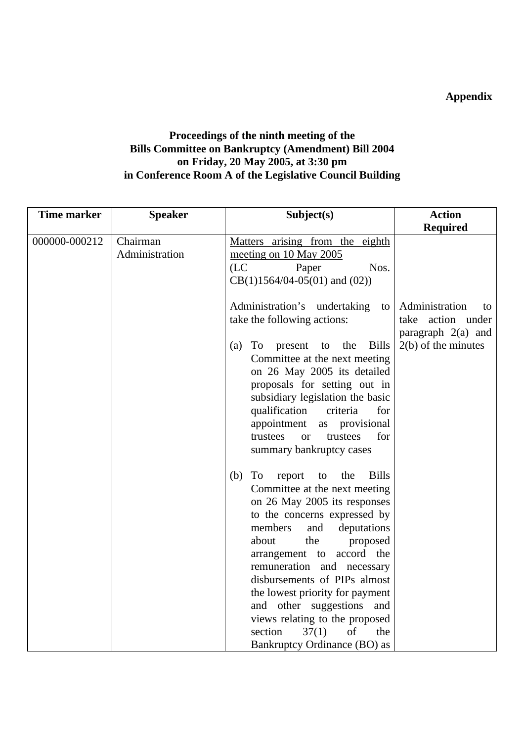**Appendix**

**Proceedings of the ninth meeting of the Bills Committee on Bankruptcy (Amendment) Bill 2004 on Friday, 20 May 2005, at 3:30 pm in Conference Room A of the Legislative Council Building**

| Time marker | Speaker | Subject(s) | Action Required |
|---|---|---|---|
| 000000-000212 | Chairman<br>Administration | Matters arising from the eighth meeting on 10 May 2005<br>(LC Paper Nos. CB(1)1564/04-05(01) and (02))<br><br>Administration's undertaking to take the following actions:<br><br>(a) To present to the Bills Committee at the next meeting on 26 May 2005 its detailed proposals for setting out in subsidiary legislation the basic qualification criteria for appointment as provisional trustees or trustees for summary bankruptcy cases<br><br>(b) To report to the Bills Committee at the next meeting on 26 May 2005 its responses to the concerns expressed by members and deputations about the proposed arrangement to accord the remuneration and necessary disbursements of PIPs almost the lowest priority for payment and other suggestions and views relating to the proposed section 37(1) of the Bankruptcy Ordinance (BO) as | Administration to take action under paragraph 2(a) and 2(b) of the minutes |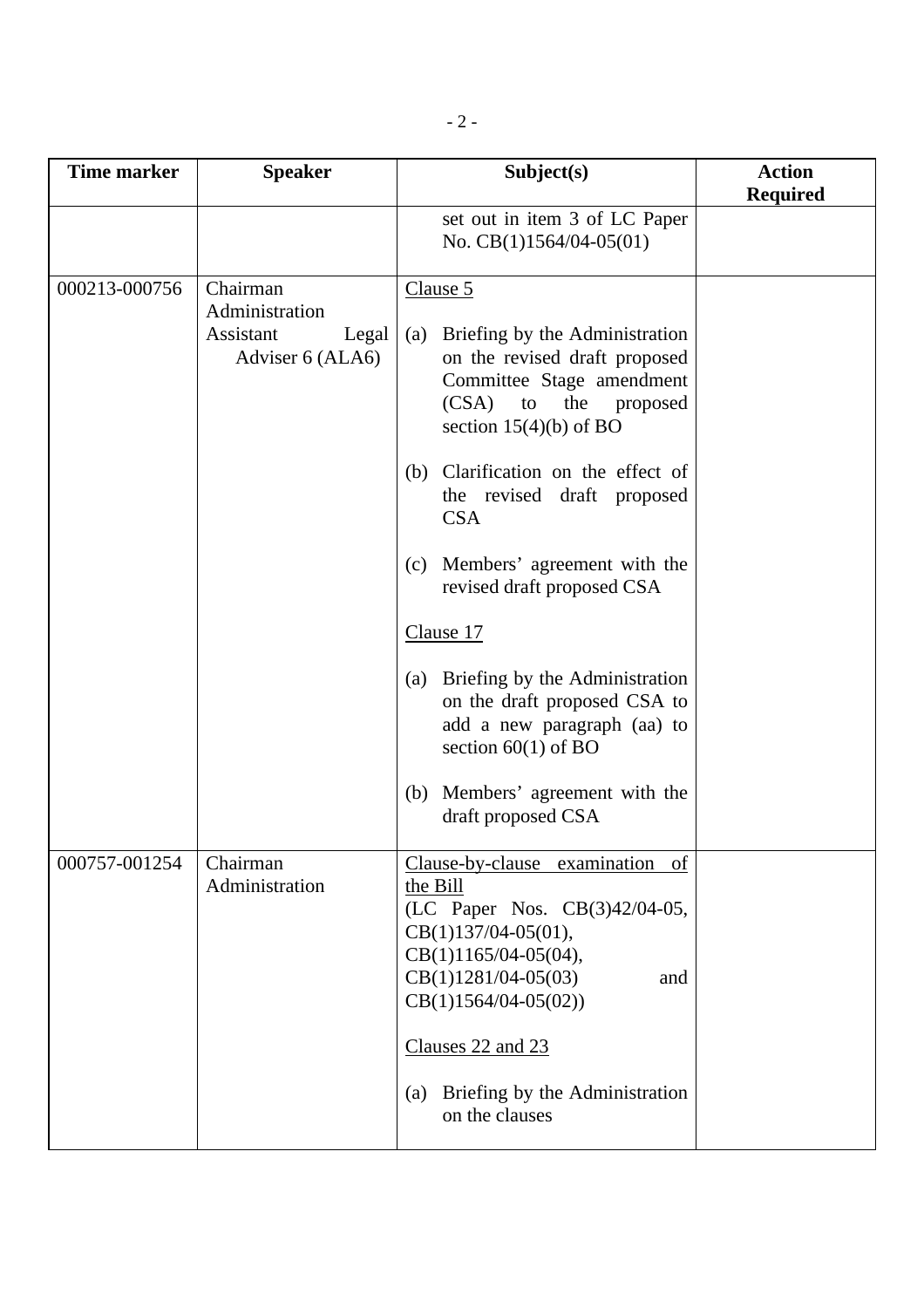| Time marker | Speaker | Subject(s) | Action Required |
|---|---|---|---|
| | | set out in item 3 of LC Paper No. CB(1)1564/04-05(01) | |
| 000213-000756 | Chairman<br>Administration<br>Assistant Legal Adviser 6 (ALA6) | <u>Clause 5</u><br><br>(a) Briefing by the Administration on the revised draft proposed Committee Stage amendment (CSA) to the proposed section 15(4)(b) of BO<br><br>(b) Clarification on the effect of the revised draft proposed CSA<br><br>(c) Members' agreement with the revised draft proposed CSA<br><br><u>Clause 17</u><br><br>(a) Briefing by the Administration on the draft proposed CSA to add a new paragraph (aa) to section 60(1) of BO<br><br>(b) Members' agreement with the draft proposed CSA | |
| 000757-001254 | Chairman<br>Administration | <u>Clause-by-clause examination of the Bill</u><br>(LC Paper Nos. CB(3)42/04-05, CB(1)137/04-05(01), CB(1)1165/04-05(04), CB(1)1281/04-05(03) and CB(1)1564/04-05(02))<br><br><u>Clauses 22 and 23</u><br><br>(a) Briefing by the Administration on the clauses | |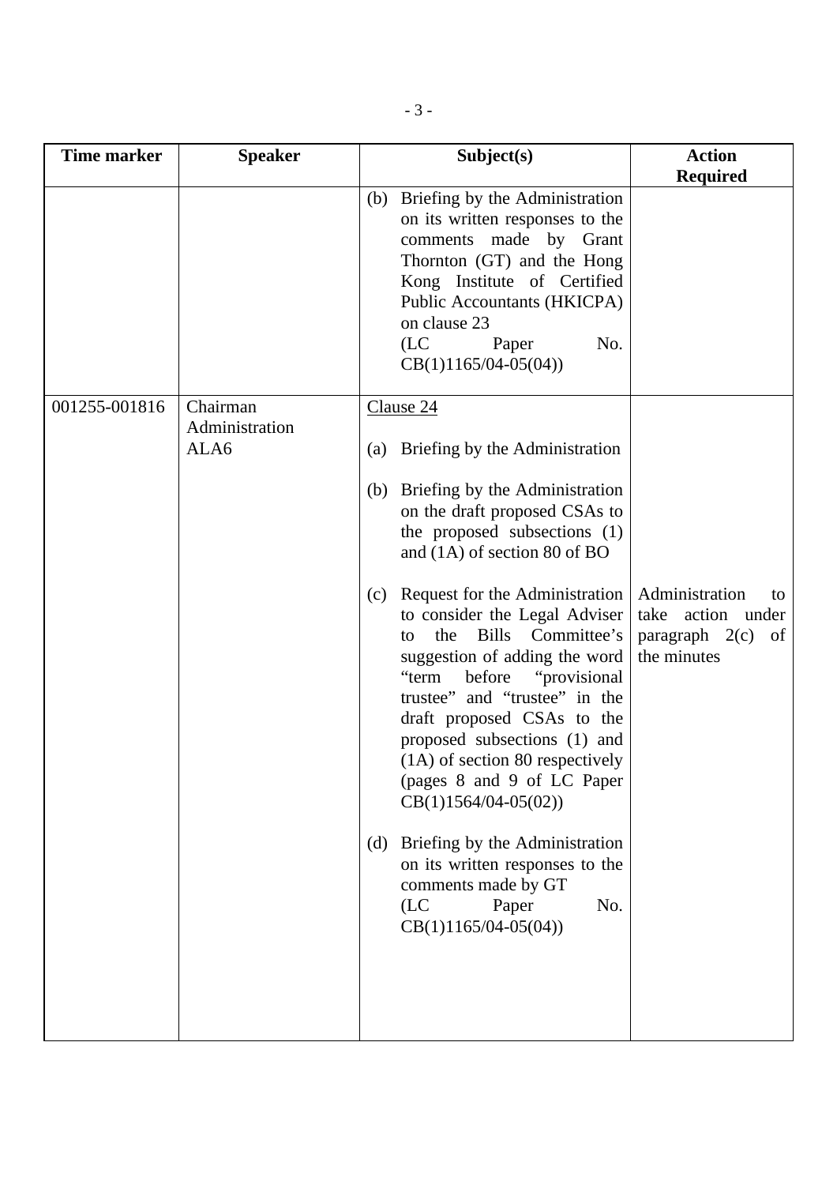| Time marker | Speaker | Subject(s) | Action Required |
|---|---|---|---|
| | | (b) Briefing by the Administration on its written responses to the comments made by Grant Thornton (GT) and the Hong Kong Institute of Certified Public Accountants (HKICPA) on clause 23 (LC Paper No. CB(1)1165/04-05(04)) | |
| 001255-001816 | Chairman<br>Administration<br>ALA6 | <u>Clause 24</u><br><br>(a) Briefing by the Administration<br><br>(b) Briefing by the Administration on the draft proposed CSAs to the proposed subsections (1) and (1A) of section 80 of BO<br><br>(c) Request for the Administration to consider the Legal Adviser to the Bills Committee's suggestion of adding the word "term before "provisional trustee" and "trustee" in the draft proposed CSAs to the proposed subsections (1) and (1A) of section 80 respectively (pages 8 and 9 of LC Paper CB(1)1564/04-05(02))<br><br>(d) Briefing by the Administration on its written responses to the comments made by GT (LC Paper No. CB(1)1165/04-05(04)) | Administration to take action under paragraph 2(c) of the minutes |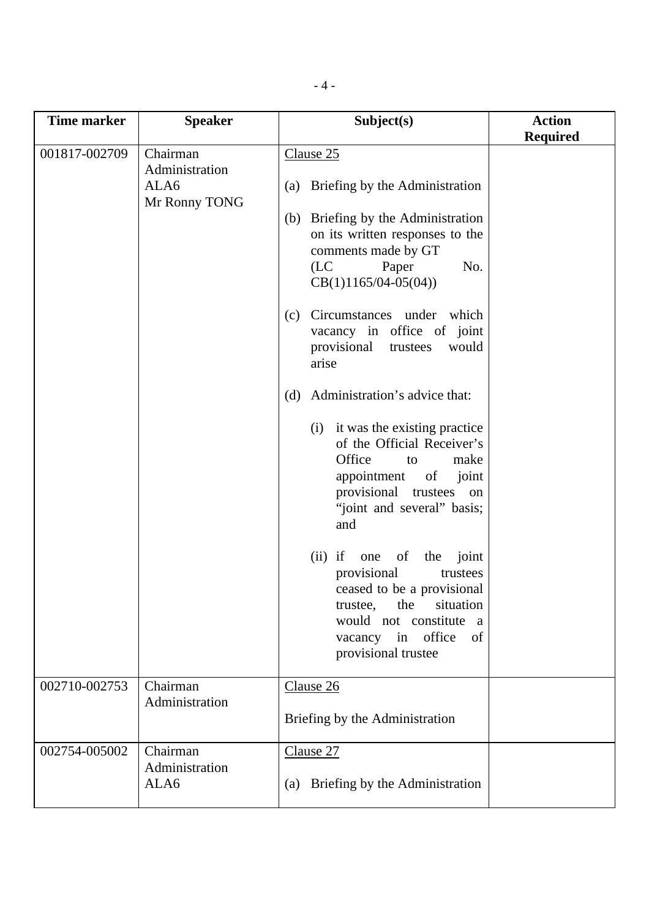| Time marker | Speaker | Subject(s) | Action Required |
|---|---|---|---|
| 001817-002709 | Chairman<br>Administration<br>ALA6<br>Mr Ronny TONG | Clause 25<br><br>(a) Briefing by the Administration<br><br>(b) Briefing by the Administration on its written responses to the comments made by GT (LC Paper No. CB(1)1165/04-05(04))<br><br>(c) Circumstances under which vacancy in office of joint provisional trustees would arise<br><br>(d) Administration's advice that:<br><br>(i) it was the existing practice of the Official Receiver's Office to make appointment of joint provisional trustees on "joint and several" basis; and<br><br>(ii) if one of the joint provisional trustees ceased to be a provisional trustee, the situation would not constitute a vacancy in office of provisional trustee | |
| 002710-002753 | Chairman<br>Administration | Clause 26<br><br>Briefing by the Administration | |
| 002754-005002 | Chairman<br>Administration<br>ALA6 | Clause 27<br><br>(a) Briefing by the Administration | |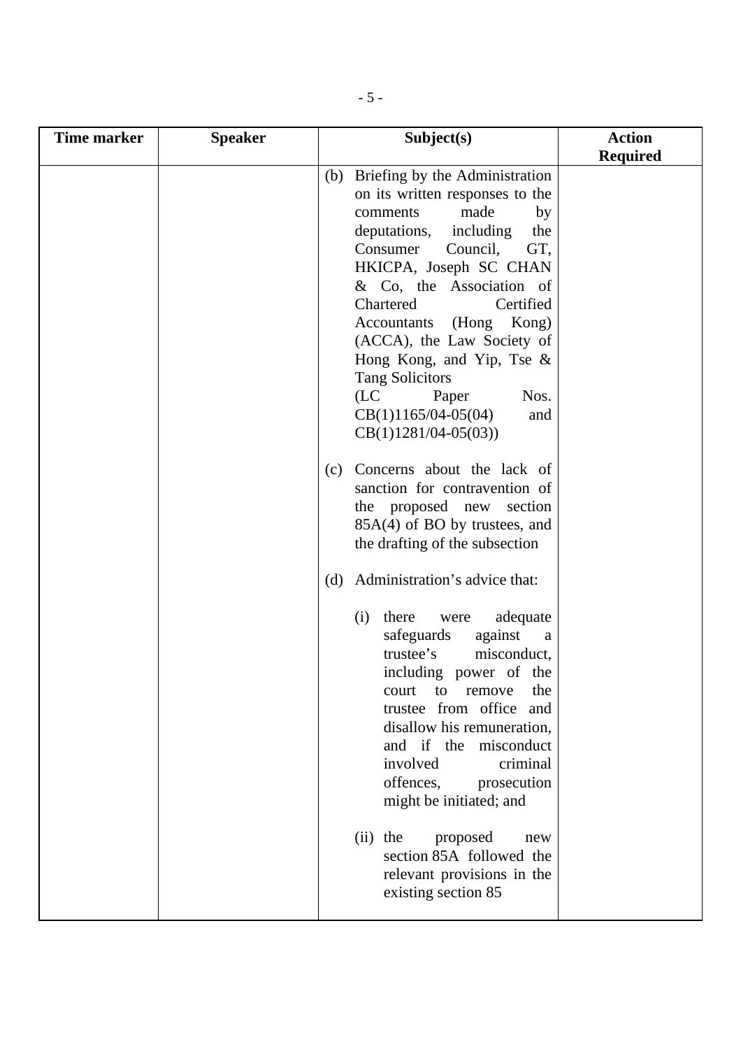| Time marker | Speaker | Subject(s) | Action Required |
|---|---|---|---|
| | | (b) Briefing by the Administration on its written responses to the comments made by deputations, including the Consumer Council, GT, HKICPA, Joseph SC CHAN & Co, the Association of Chartered Certified Accountants (Hong Kong) (ACCA), the Law Society of Hong Kong, and Yip, Tse & Tang Solicitors (LC Paper Nos. CB(1)1165/04-05(04) and CB(1)1281/04-05(03))<br><br>(c) Concerns about the lack of sanction for contravention of the proposed new section 85A(4) of BO by trustees, and the drafting of the subsection<br><br>(d) Administration's advice that:<br><br>(i) there were adequate safeguards against a trustee's misconduct, including power of the court to remove the trustee from office and disallow his remuneration, and if the misconduct involved criminal offences, prosecution might be initiated; and<br><br>(ii) the proposed new section 85A followed the relevant provisions in the existing section 85 | |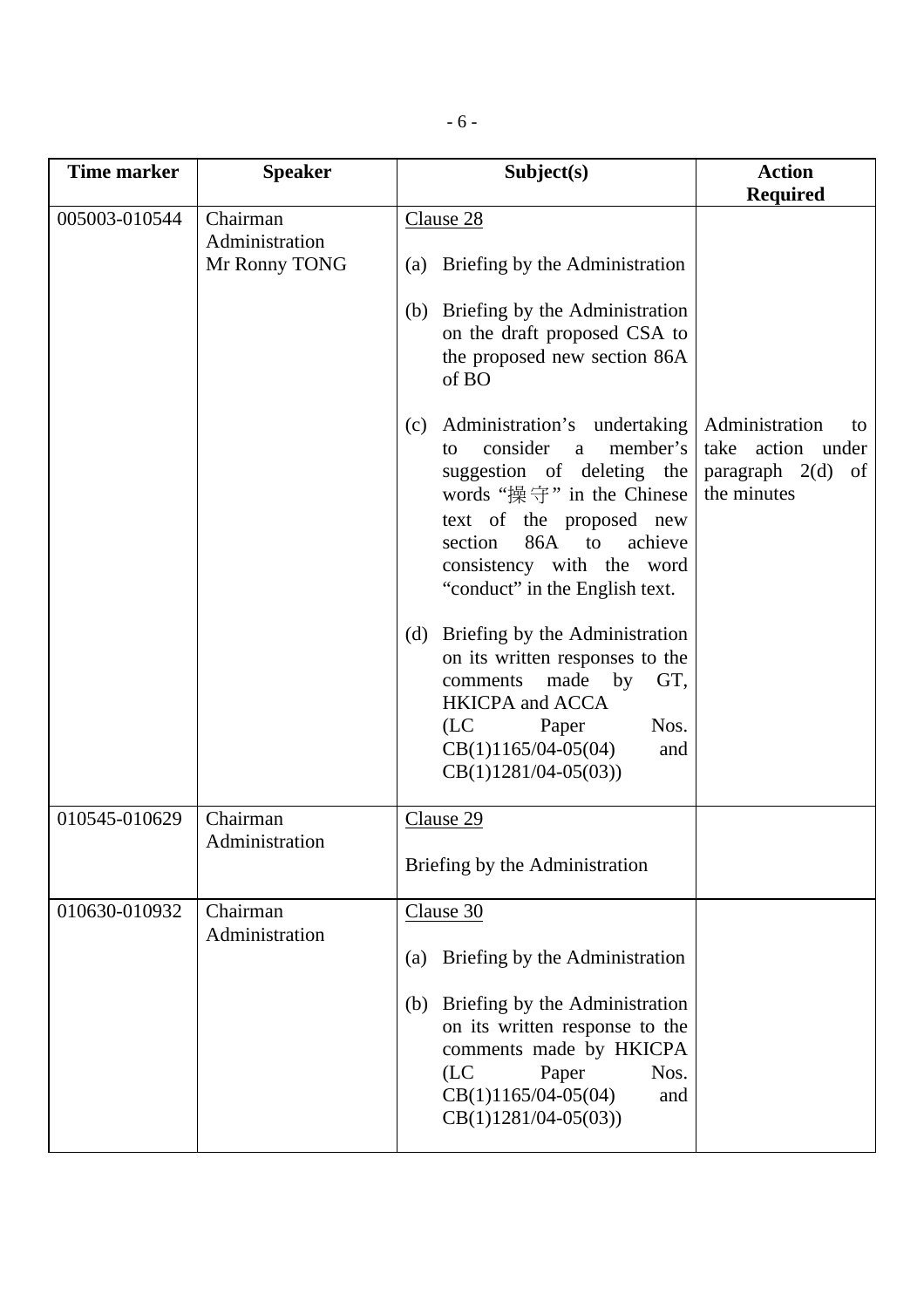| Time marker | Speaker | Subject(s) | Action Required |
|---|---|---|---|
| 005003-010544 | Chairman<br>Administration<br>Mr Ronny TONG | Clause 28<br><br>(a) Briefing by the Administration<br><br>(b) Briefing by the Administration on the draft proposed CSA to the proposed new section 86A of BO<br><br>(c) Administration's undertaking to consider a member's suggestion of deleting the words "操守" in the Chinese text of the proposed new section 86A to achieve consistency with the word "conduct" in the English text.<br><br>(d) Briefing by the Administration on its written responses to the comments made by GT, HKICPA and ACCA (LC Paper Nos. CB(1)1165/04-05(04) and CB(1)1281/04-05(03)) | Administration to take action under paragraph 2(d) of the minutes |
| 010545-010629 | Chairman<br>Administration | Clause 29<br><br>Briefing by the Administration | |
| 010630-010932 | Chairman<br>Administration | Clause 30<br><br>(a) Briefing by the Administration<br><br>(b) Briefing by the Administration on its written response to the comments made by HKICPA (LC Paper Nos. CB(1)1165/04-05(04) and CB(1)1281/04-05(03)) | |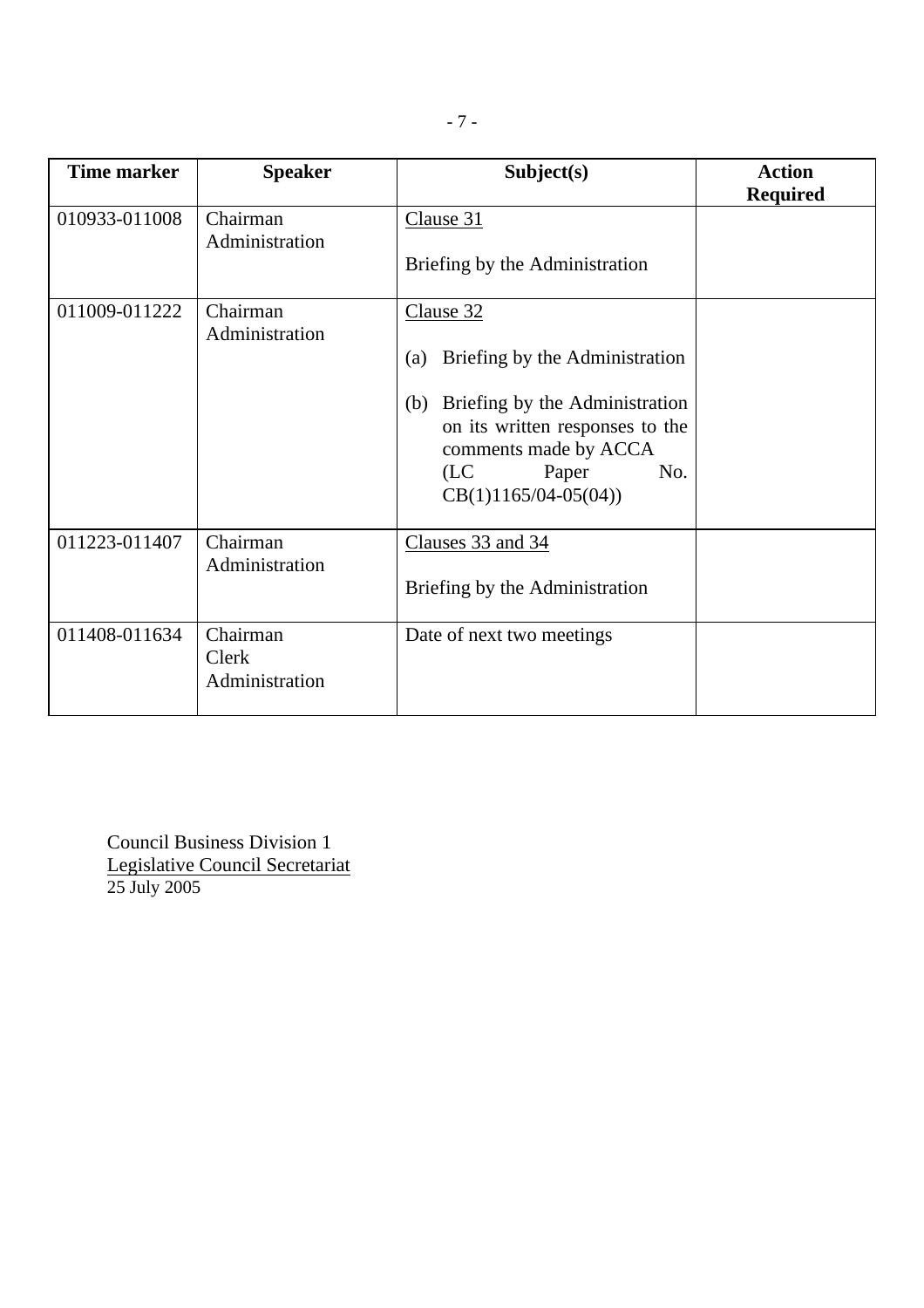| Time marker | Speaker | Subject(s) | Action Required |
|---|---|---|---|
| 010933-011008 | Chairman<br>Administration | Clause 31<br><br>Briefing by the Administration | |
| 011009-011222 | Chairman<br>Administration | Clause 32<br><br>(a) Briefing by the Administration<br><br>(b) Briefing by the Administration on its written responses to the comments made by ACCA (LC Paper No. CB(1)1165/04-05(04)) | |
| 011223-011407 | Chairman<br>Administration | Clauses 33 and 34<br><br>Briefing by the Administration | |
| 011408-011634 | Chairman<br>Clerk<br>Administration | Date of next two meetings | |

Council Business Division 1
Legislative Council Secretariat
25 July 2005